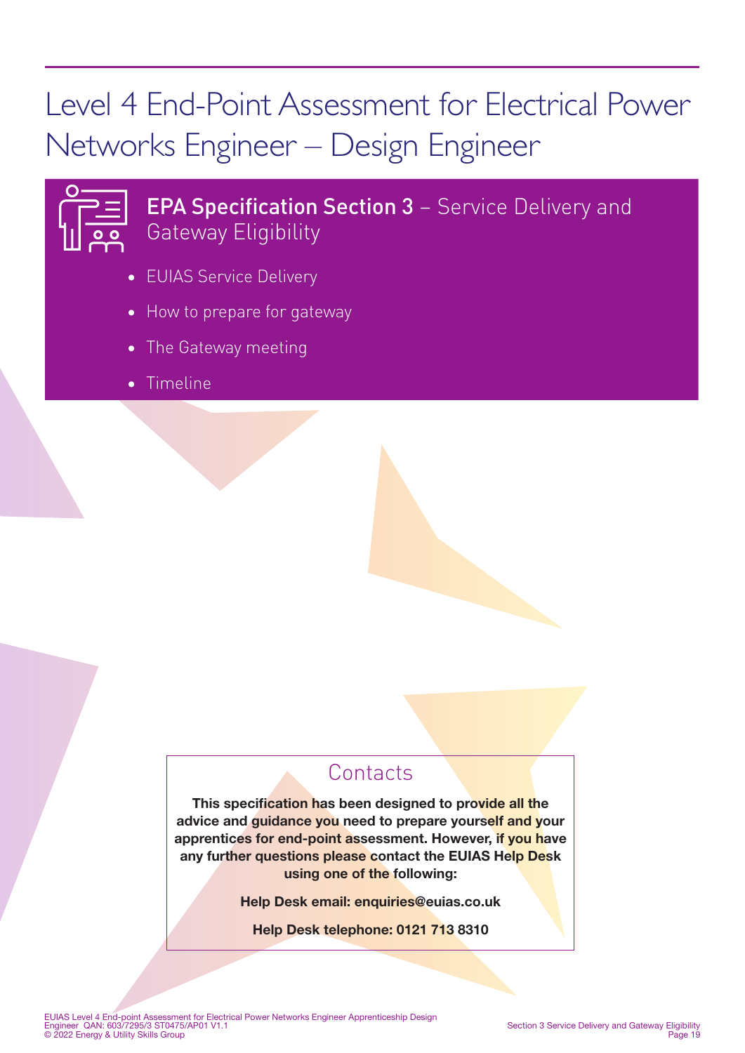# Level 4 End-Point Assessment for Electrical Power Networks Engineer – Design Engineer

## **EPA Specification Section 3** – Service Delivery and Gateway Eligibility

- EUIAS Service Delivery
- How to prepare for gateway
- The Gateway meeting
- Timeline

### Contacts

**This specification has been designed to provide all the advice and guidance you need to prepare yourself and your apprentices for end-point assessment. However, if you have any further questions please contact the EUIAS Help Desk using one of the following:**

**Help Desk email: enquiries@euias.co.uk**

**Help Desk telephone: 0121 713 8310**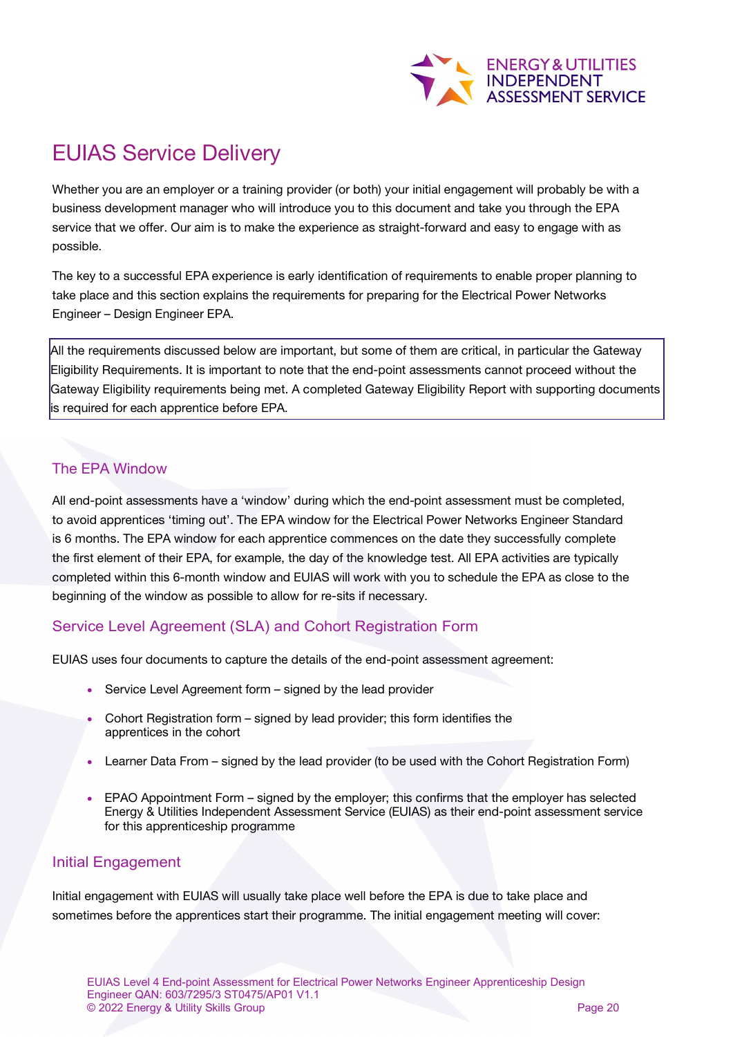# EUIAS Service Delivery

Whether you are an employer or a training provider (or both) your initial engagement will probably be with a business development manager who will introduce you to this document and take you through the EPA service that we offer. Our aim is to make the experience as straight-forward and easy to engage with as possible.

The key to a successful EPA experience is early identification of requirements to enable proper planning to take place and this section explains the requirements for preparing for the Electrical Power Networks Engineer – Design Engineer EPA.

All the requirements discussed below are important, but some of them are critical, in particular the Gateway Eligibility Requirements. It is important to note that the end-point assessments cannot proceed without the Gateway Eligibility requirements being met. A completed Gateway Eligibility Report with supporting documents is required for each apprentice before EPA.

## The EPA Window

All end-point assessments have a 'window' during which the end-point assessment must be completed, to avoid apprentices 'timing out'. The EPA window for the Electrical Power Networks Engineer Standard is 6 months. The EPA window for each apprentice commences on the date they successfully complete the first element of their EPA, for example, the day of the knowledge test. All EPA activities are typically completed within this 6-month window and EUIAS will work with you to schedule the EPA as close to the beginning of the window as possible to allow for re-sits if necessary.

## Service Level Agreement (SLA) and Cohort Registration Form

EUIAS uses four documents to capture the details of the end-point assessment agreement:

- Service Level Agreement form – signed by the lead provider
- Cohort Registration form – signed by lead provider; this form identifies the apprentices in the cohort
- Learner Data From – signed by the lead provider (to be used with the Cohort Registration Form)
- EPAO Appointment Form – signed by the employer; this confirms that the employer has selected Energy & Utilities Independent Assessment Service (EUIAS) as their end-point assessment service for this apprenticeship programme

## Initial Engagement

Initial engagement with EUIAS will usually take place well before the EPA is due to take place and sometimes before the apprentices start their programme. The initial engagement meeting will cover: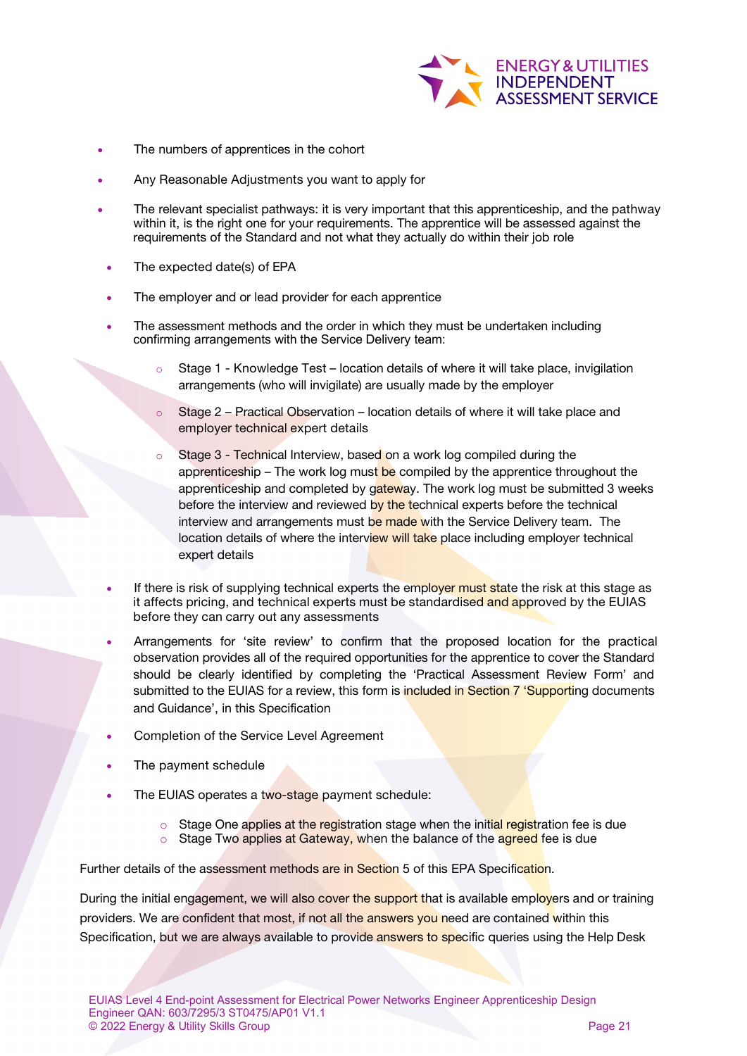- The numbers of apprentices in the cohort
- Any Reasonable Adjustments you want to apply for
- The relevant specialist pathways: it is very important that this apprenticeship, and the pathway within it, is the right one for your requirements. The apprentice will be assessed against the requirements of the Standard and not what they actually do within their job role
- The expected date(s) of EPA
- The employer and or lead provider for each apprentice
- The assessment methods and the order in which they must be undertaken including confirming arrangements with the Service Delivery team:
  - Stage 1 - Knowledge Test – location details of where it will take place, invigilation arrangements (who will invigilate) are usually made by the employer
  - Stage 2 – Practical Observation – location details of where it will take place and employer technical expert details
  - Stage 3 - Technical Interview, based on a work log compiled during the apprenticeship – The work log must be compiled by the apprentice throughout the apprenticeship and completed by gateway. The work log must be submitted 3 weeks before the interview and reviewed by the technical experts before the technical interview and arrangements must be made with the Service Delivery team. The location details of where the interview will take place including employer technical expert details
- If there is risk of supplying technical experts the employer must state the risk at this stage as it affects pricing, and technical experts must be standardised and approved by the EUIAS before they can carry out any assessments
- Arrangements for 'site review' to confirm that the proposed location for the practical observation provides all of the required opportunities for the apprentice to cover the Standard should be clearly identified by completing the 'Practical Assessment Review Form' and submitted to the EUIAS for a review, this form is included in Section 7 'Supporting documents and Guidance', in this Specification
- Completion of the Service Level Agreement
- The payment schedule
- The EUIAS operates a two-stage payment schedule:
  - Stage One applies at the registration stage when the initial registration fee is due
  - Stage Two applies at Gateway, when the balance of the agreed fee is due

Further details of the assessment methods are in Section 5 of this EPA Specification.

During the initial engagement, we will also cover the support that is available employers and or training providers. We are confident that most, if not all the answers you need are contained within this Specification, but we are always available to provide answers to specific queries using the Help Desk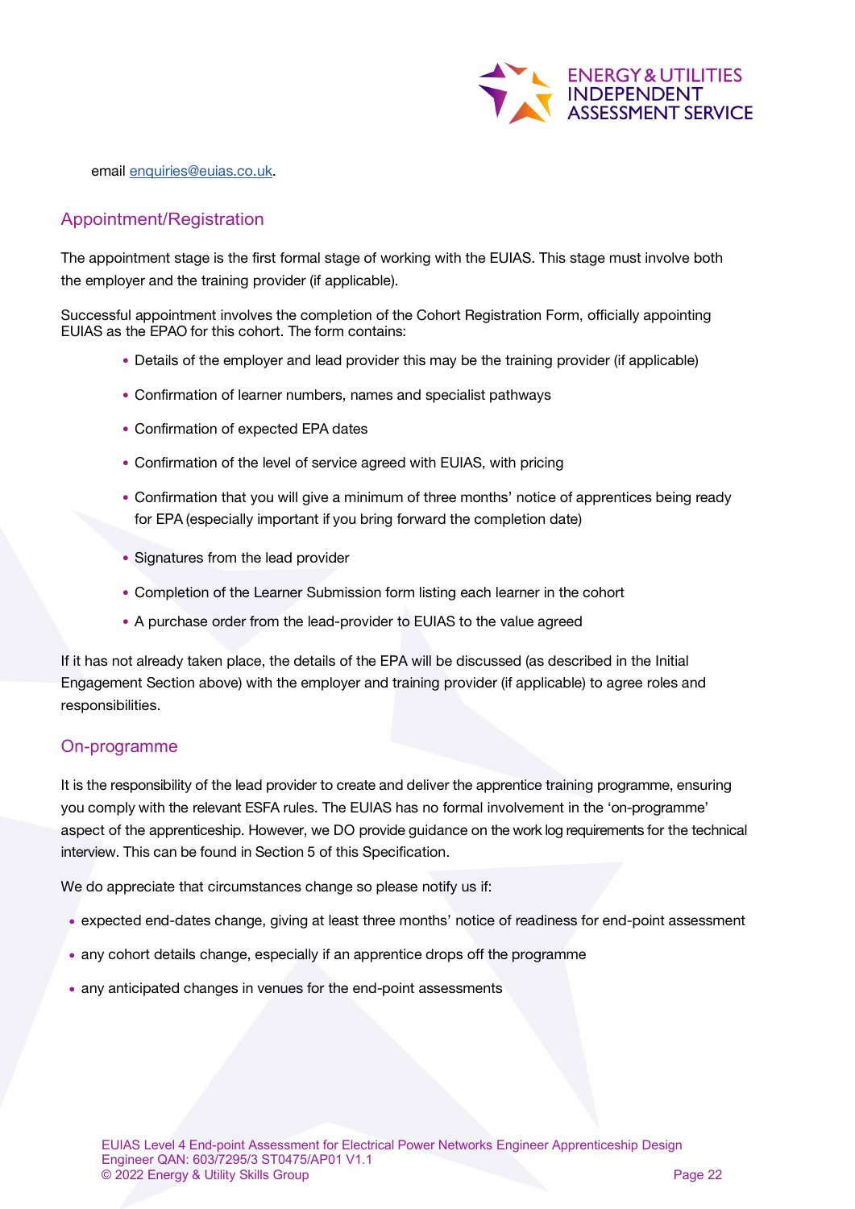email enquiries@euias.co.uk.

## Appointment/Registration

The appointment stage is the first formal stage of working with the EUIAS. This stage must involve both the employer and the training provider (if applicable).

Successful appointment involves the completion of the Cohort Registration Form, officially appointing EUIAS as the EPAO for this cohort. The form contains:

- Details of the employer and lead provider this may be the training provider (if applicable)
- Confirmation of learner numbers, names and specialist pathways
- Confirmation of expected EPA dates
- Confirmation of the level of service agreed with EUIAS, with pricing
- Confirmation that you will give a minimum of three months' notice of apprentices being ready for EPA (especially important if you bring forward the completion date)
- Signatures from the lead provider
- Completion of the Learner Submission form listing each learner in the cohort
- A purchase order from the lead-provider to EUIAS to the value agreed

If it has not already taken place, the details of the EPA will be discussed (as described in the Initial Engagement Section above) with the employer and training provider (if applicable) to agree roles and responsibilities.

## On-programme

It is the responsibility of the lead provider to create and deliver the apprentice training programme, ensuring you comply with the relevant ESFA rules. The EUIAS has no formal involvement in the 'on-programme' aspect of the apprenticeship. However, we DO provide guidance on the work log requirements for the technical interview. This can be found in Section 5 of this Specification.

We do appreciate that circumstances change so please notify us if:

- expected end-dates change, giving at least three months' notice of readiness for end-point assessment
- any cohort details change, especially if an apprentice drops off the programme
- any anticipated changes in venues for the end-point assessments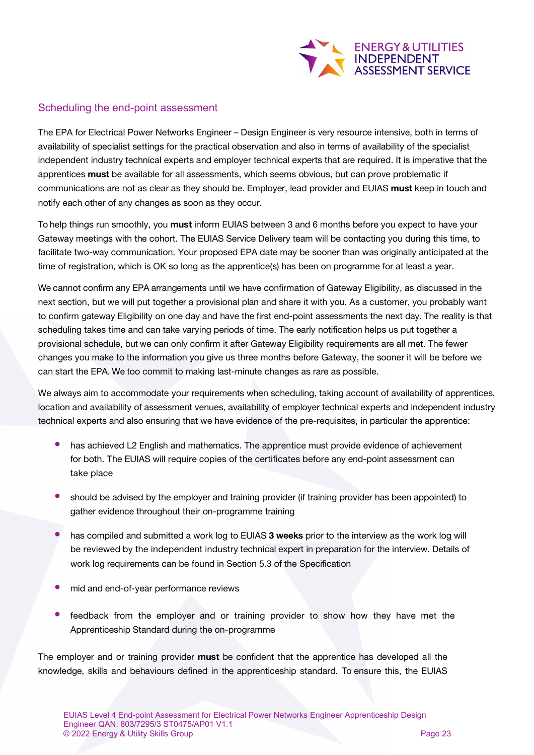## Scheduling the end-point assessment

The EPA for Electrical Power Networks Engineer – Design Engineer is very resource intensive, both in terms of availability of specialist settings for the practical observation and also in terms of availability of the specialist independent industry technical experts and employer technical experts that are required. It is imperative that the apprentices **must** be available for all assessments, which seems obvious, but can prove problematic if communications are not as clear as they should be. Employer, lead provider and EUIAS **must** keep in touch and notify each other of any changes as soon as they occur.

To help things run smoothly, you **must** inform EUIAS between 3 and 6 months before you expect to have your Gateway meetings with the cohort. The EUIAS Service Delivery team will be contacting you during this time, to facilitate two-way communication. Your proposed EPA date may be sooner than was originally anticipated at the time of registration, which is OK so long as the apprentice(s) has been on programme for at least a year.

We cannot confirm any EPA arrangements until we have confirmation of Gateway Eligibility, as discussed in the next section, but we will put together a provisional plan and share it with you. As a customer, you probably want to confirm gateway Eligibility on one day and have the first end-point assessments the next day. The reality is that scheduling takes time and can take varying periods of time. The early notification helps us put together a provisional schedule, but we can only confirm it after Gateway Eligibility requirements are all met. The fewer changes you make to the information you give us three months before Gateway, the sooner it will be before we can start the EPA. We too commit to making last-minute changes as rare as possible.

We always aim to accommodate your requirements when scheduling, taking account of availability of apprentices, location and availability of assessment venues, availability of employer technical experts and independent industry technical experts and also ensuring that we have evidence of the pre-requisites, in particular the apprentice:

- has achieved L2 English and mathematics. The apprentice must provide evidence of achievement for both. The EUIAS will require copies of the certificates before any end-point assessment can take place
- should be advised by the employer and training provider (if training provider has been appointed) to gather evidence throughout their on-programme training
- has compiled and submitted a work log to EUIAS **3 weeks** prior to the interview as the work log will be reviewed by the independent industry technical expert in preparation for the interview. Details of work log requirements can be found in Section 5.3 of the Specification
- mid and end-of-year performance reviews
- feedback from the employer and or training provider to show how they have met the Apprenticeship Standard during the on-programme

The employer and or training provider **must** be confident that the apprentice has developed all the knowledge, skills and behaviours defined in the apprenticeship standard. To ensure this, the EUIAS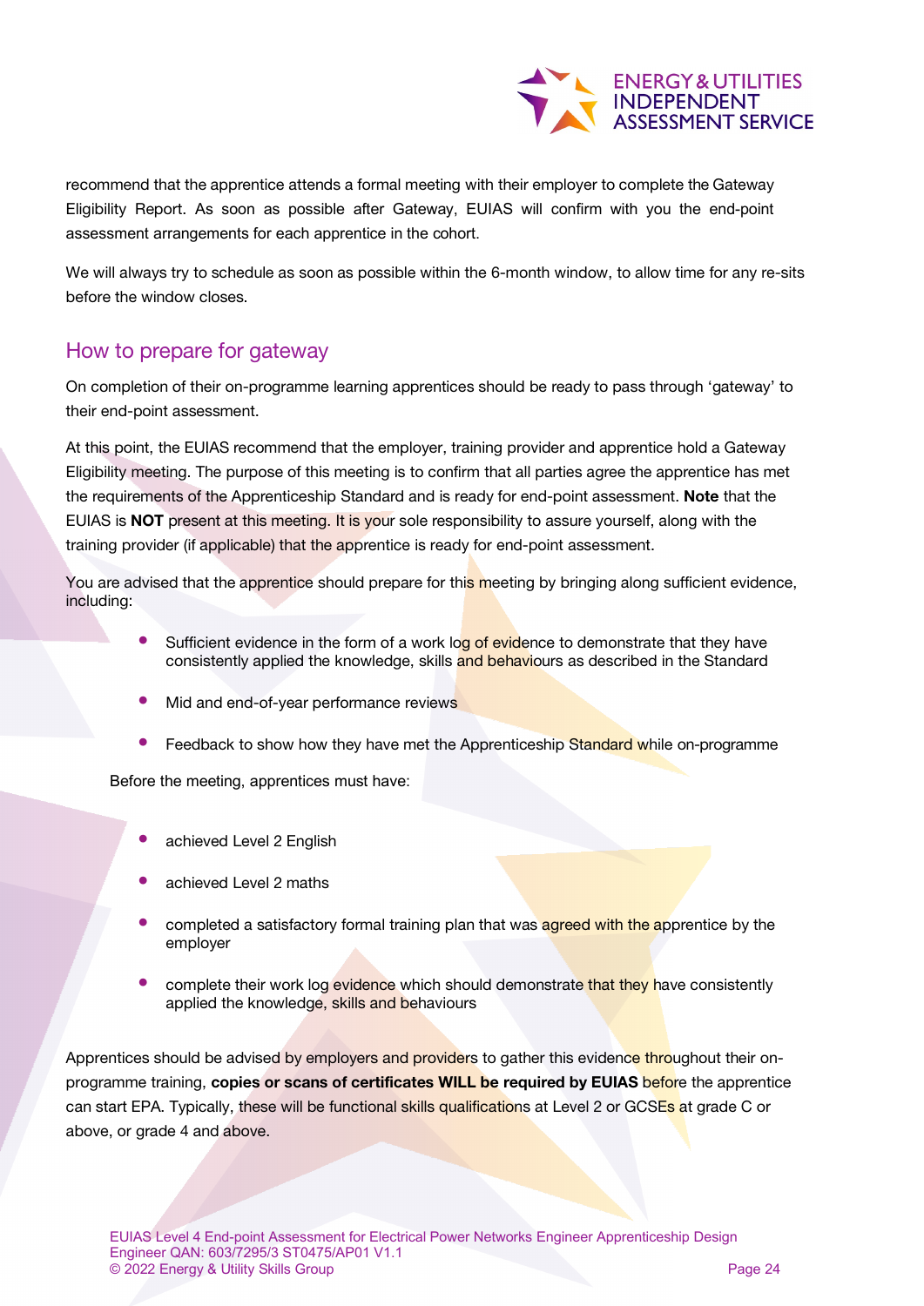recommend that the apprentice attends a formal meeting with their employer to complete the Gateway Eligibility Report. As soon as possible after Gateway, EUIAS will confirm with you the end-point assessment arrangements for each apprentice in the cohort.

We will always try to schedule as soon as possible within the 6-month window, to allow time for any re-sits before the window closes.

## How to prepare for gateway

On completion of their on-programme learning apprentices should be ready to pass through 'gateway' to their end-point assessment.

At this point, the EUIAS recommend that the employer, training provider and apprentice hold a Gateway Eligibility meeting. The purpose of this meeting is to confirm that all parties agree the apprentice has met the requirements of the Apprenticeship Standard and is ready for end-point assessment. **Note** that the EUIAS is **NOT** present at this meeting. It is your sole responsibility to assure yourself, along with the training provider (if applicable) that the apprentice is ready for end-point assessment.

You are advised that the apprentice should prepare for this meeting by bringing along sufficient evidence, including:

- Sufficient evidence in the form of a work log of evidence to demonstrate that they have consistently applied the knowledge, skills and behaviours as described in the Standard
- Mid and end-of-year performance reviews
- Feedback to show how they have met the Apprenticeship Standard while on-programme

Before the meeting, apprentices must have:

- achieved Level 2 English
- achieved Level 2 maths
- completed a satisfactory formal training plan that was agreed with the apprentice by the employer
- complete their work log evidence which should demonstrate that they have consistently applied the knowledge, skills and behaviours

Apprentices should be advised by employers and providers to gather this evidence throughout their on-programme training, **copies or scans of certificates WILL be required by EUIAS** before the apprentice can start EPA. Typically, these will be functional skills qualifications at Level 2 or GCSEs at grade C or above, or grade 4 and above.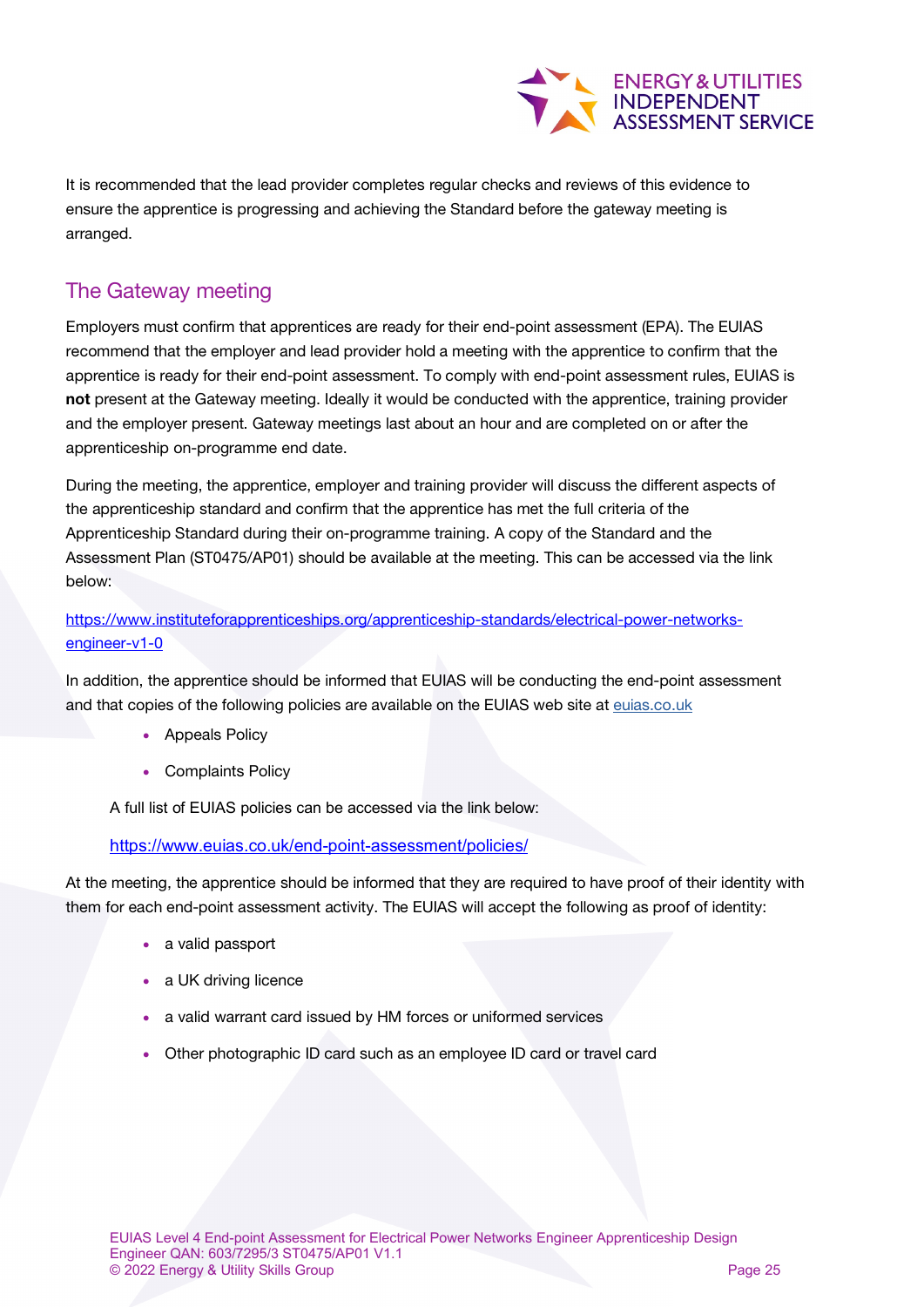It is recommended that the lead provider completes regular checks and reviews of this evidence to ensure the apprentice is progressing and achieving the Standard before the gateway meeting is arranged.

## The Gateway meeting

Employers must confirm that apprentices are ready for their end-point assessment (EPA). The EUIAS recommend that the employer and lead provider hold a meeting with the apprentice to confirm that the apprentice is ready for their end-point assessment. To comply with end-point assessment rules, EUIAS is **not** present at the Gateway meeting. Ideally it would be conducted with the apprentice, training provider and the employer present. Gateway meetings last about an hour and are completed on or after the apprenticeship on-programme end date.

During the meeting, the apprentice, employer and training provider will discuss the different aspects of the apprenticeship standard and confirm that the apprentice has met the full criteria of the Apprenticeship Standard during their on-programme training. A copy of the Standard and the Assessment Plan (ST0475/AP01) should be available at the meeting. This can be accessed via the link below:

https://www.instituteforapprenticeships.org/apprenticeship-standards/electrical-power-networks-engineer-v1-0

In addition, the apprentice should be informed that EUIAS will be conducting the end-point assessment and that copies of the following policies are available on the EUIAS web site at euias.co.uk

- Appeals Policy
- Complaints Policy

A full list of EUIAS policies can be accessed via the link below:

https://www.euias.co.uk/end-point-assessment/policies/

At the meeting, the apprentice should be informed that they are required to have proof of their identity with them for each end-point assessment activity. The EUIAS will accept the following as proof of identity:

- a valid passport
- a UK driving licence
- a valid warrant card issued by HM forces or uniformed services
- Other photographic ID card such as an employee ID card or travel card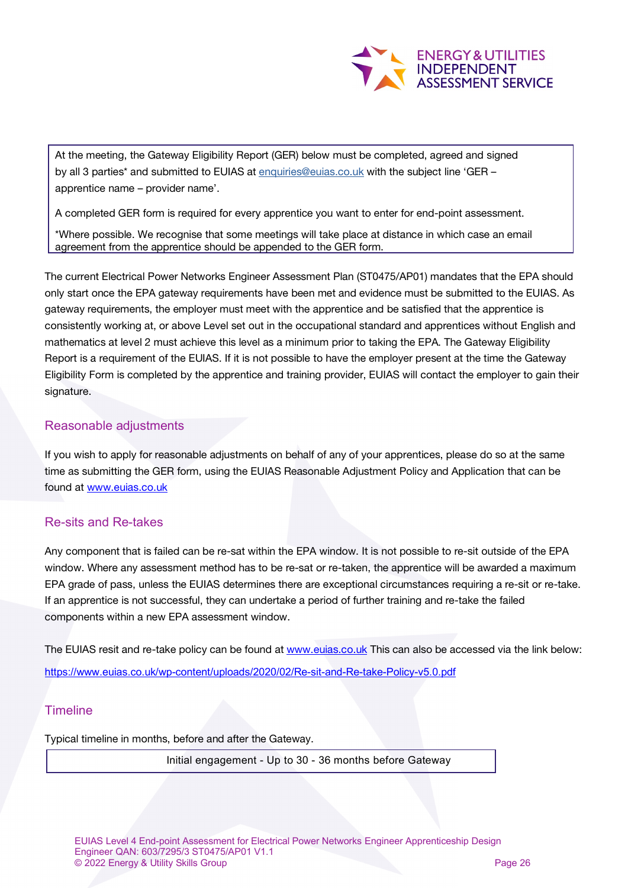> At the meeting, the Gateway Eligibility Report (GER) below must be completed, agreed and signed by all 3 parties* and submitted to EUIAS at [enquiries@euias.co.uk](mailto:enquiries@euias.co.uk) with the subject line 'GER – apprentice name – provider name'.
>
> A completed GER form is required for every apprentice you want to enter for end-point assessment.
>
> *Where possible. We recognise that some meetings will take place at distance in which case an email agreement from the apprentice should be appended to the GER form.

The current Electrical Power Networks Engineer Assessment Plan (ST0475/AP01) mandates that the EPA should only start once the EPA gateway requirements have been met and evidence must be submitted to the EUIAS. As gateway requirements, the employer must meet with the apprentice and be satisfied that the apprentice is consistently working at, or above Level set out in the occupational standard and apprentices without English and mathematics at level 2 must achieve this level as a minimum prior to taking the EPA. The Gateway Eligibility Report is a requirement of the EUIAS. If it is not possible to have the employer present at the time the Gateway Eligibility Form is completed by the apprentice and training provider, EUIAS will contact the employer to gain their signature.

## Reasonable adjustments

If you wish to apply for reasonable adjustments on behalf of any of your apprentices, please do so at the same time as submitting the GER form, using the EUIAS Reasonable Adjustment Policy and Application that can be found at [www.euias.co.uk](http://www.euias.co.uk)

## Re-sits and Re-takes

Any component that is failed can be re-sat within the EPA window. It is not possible to re-sit outside of the EPA window. Where any assessment method has to be re-sat or re-taken, the apprentice will be awarded a maximum EPA grade of pass, unless the EUIAS determines there are exceptional circumstances requiring a re-sit or re-take. If an apprentice is not successful, they can undertake a period of further training and re-take the failed components within a new EPA assessment window.

The EUIAS resit and re-take policy can be found at [www.euias.co.uk](http://www.euias.co.uk) This can also be accessed via the link below:

https://www.euias.co.uk/wp-content/uploads/2020/02/Re-sit-and-Re-take-Policy-v5.0.pdf

## Timeline

Typical timeline in months, before and after the Gateway.

| Initial engagement - Up to 30 - 36 months before Gateway |
|---|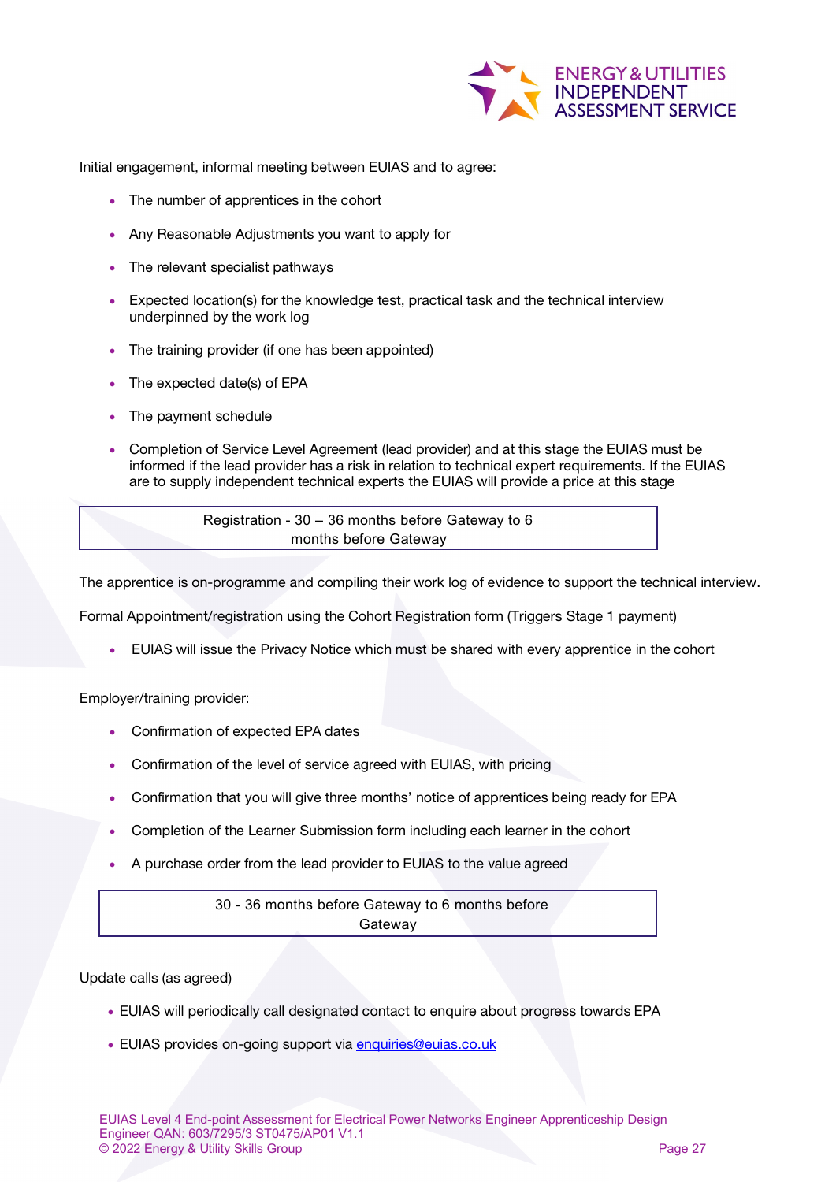Initial engagement, informal meeting between EUIAS and to agree:

- The number of apprentices in the cohort
- Any Reasonable Adjustments you want to apply for
- The relevant specialist pathways
- Expected location(s) for the knowledge test, practical task and the technical interview underpinned by the work log
- The training provider (if one has been appointed)
- The expected date(s) of EPA
- The payment schedule
- Completion of Service Level Agreement (lead provider) and at this stage the EUIAS must be informed if the lead provider has a risk in relation to technical expert requirements. If the EUIAS are to supply independent technical experts the EUIAS will provide a price at this stage

| Registration - 30 – 36 months before Gateway to 6 months before Gateway |
|---|

The apprentice is on-programme and compiling their work log of evidence to support the technical interview.

Formal Appointment/registration using the Cohort Registration form (Triggers Stage 1 payment)

- EUIAS will issue the Privacy Notice which must be shared with every apprentice in the cohort

Employer/training provider:

- Confirmation of expected EPA dates
- Confirmation of the level of service agreed with EUIAS, with pricing
- Confirmation that you will give three months' notice of apprentices being ready for EPA
- Completion of the Learner Submission form including each learner in the cohort
- A purchase order from the lead provider to EUIAS to the value agreed

| 30 - 36 months before Gateway to 6 months before Gateway |
|---|

Update calls (as agreed)

- EUIAS will periodically call designated contact to enquire about progress towards EPA
- EUIAS provides on-going support via enquiries@euias.co.uk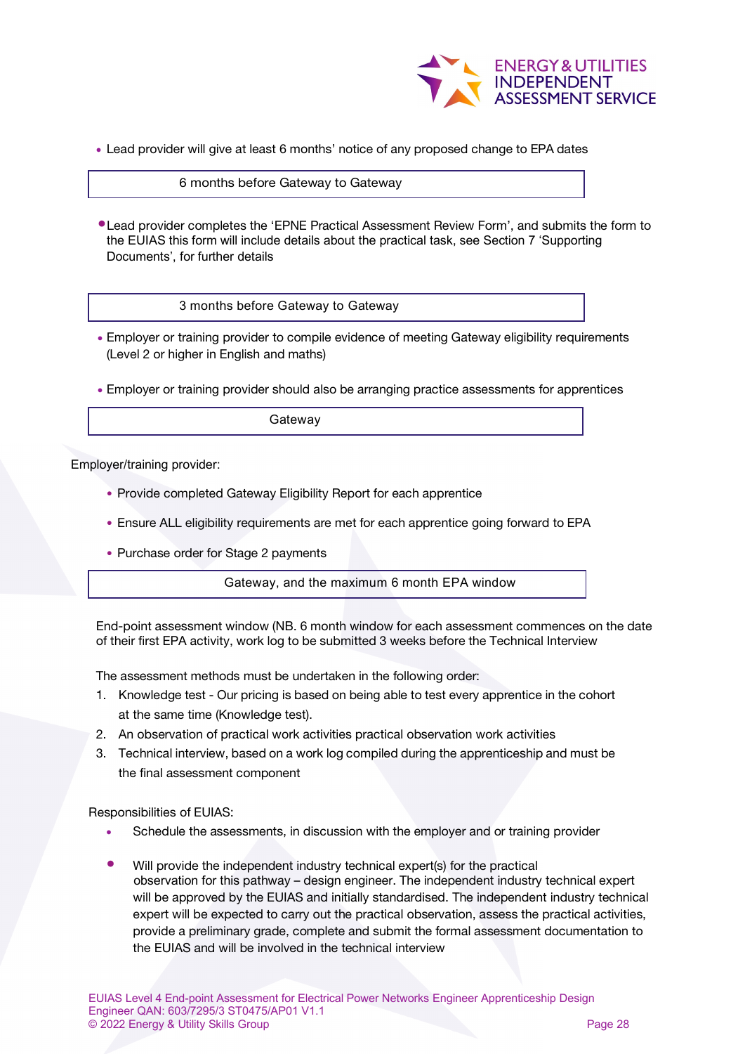- Lead provider will give at least 6 months' notice of any proposed change to EPA dates

| 6 months before Gateway to Gateway |
|---|

- Lead provider completes the 'EPNE Practical Assessment Review Form', and submits the form to the EUIAS this form will include details about the practical task, see Section 7 'Supporting Documents', for further details

| 3 months before Gateway to Gateway |
|---|

- Employer or training provider to compile evidence of meeting Gateway eligibility requirements (Level 2 or higher in English and maths)
- Employer or training provider should also be arranging practice assessments for apprentices

| Gateway |
|---|

Employer/training provider:

- Provide completed Gateway Eligibility Report for each apprentice
- Ensure ALL eligibility requirements are met for each apprentice going forward to EPA
- Purchase order for Stage 2 payments

| Gateway, and the maximum 6 month EPA window |
|---|

End-point assessment window (NB. 6 month window for each assessment commences on the date of their first EPA activity, work log to be submitted 3 weeks before the Technical Interview

The assessment methods must be undertaken in the following order:

1. Knowledge test - Our pricing is based on being able to test every apprentice in the cohort at the same time (Knowledge test).
2. An observation of practical work activities practical observation work activities
3. Technical interview, based on a work log compiled during the apprenticeship and must be the final assessment component

Responsibilities of EUIAS:

- Schedule the assessments, in discussion with the employer and or training provider
- Will provide the independent industry technical expert(s) for the practical observation for this pathway – design engineer. The independent industry technical expert will be approved by the EUIAS and initially standardised. The independent industry technical expert will be expected to carry out the practical observation, assess the practical activities, provide a preliminary grade, complete and submit the formal assessment documentation to the EUIAS and will be involved in the technical interview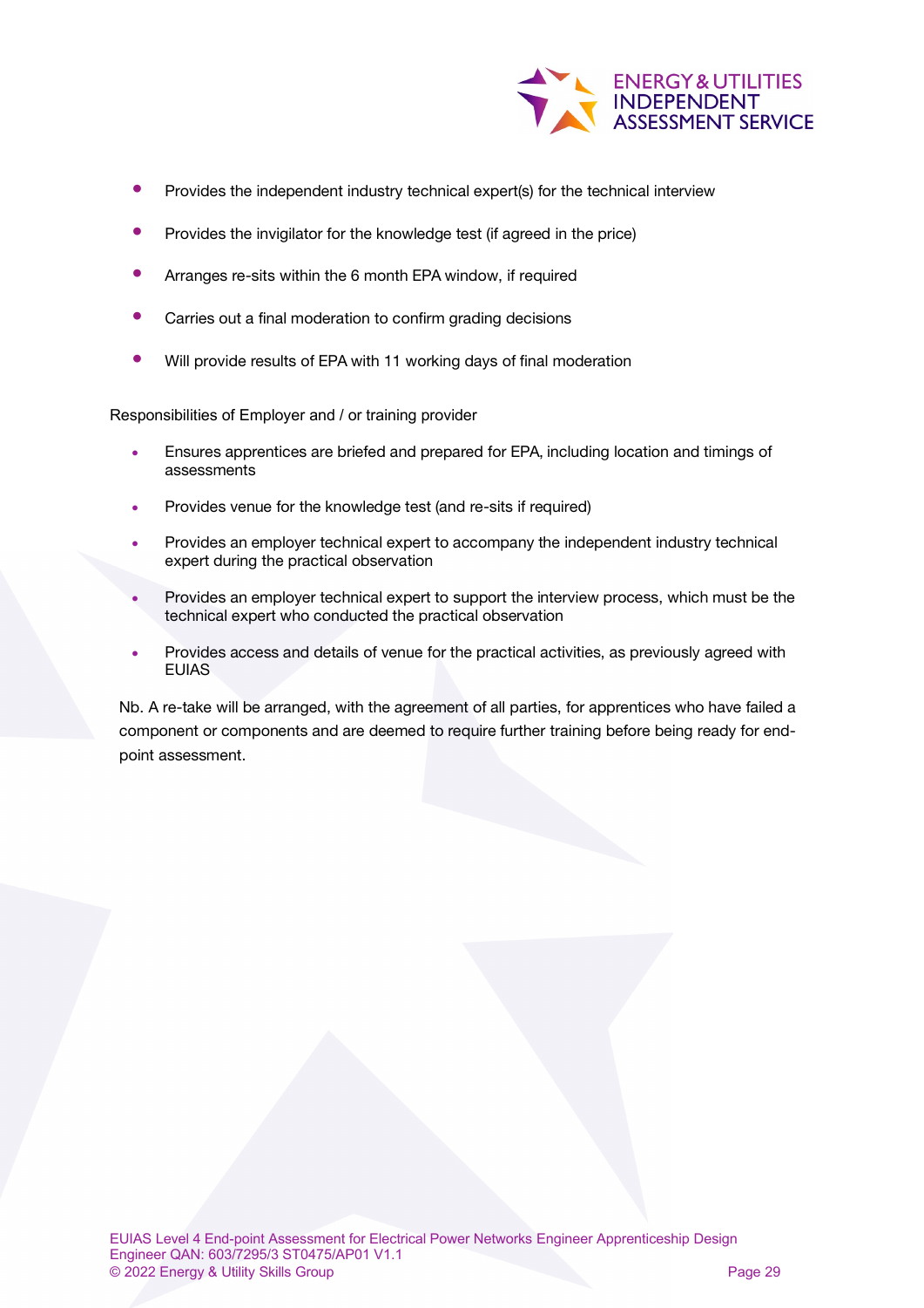- Provides the independent industry technical expert(s) for the technical interview
- Provides the invigilator for the knowledge test (if agreed in the price)
- Arranges re-sits within the 6 month EPA window, if required
- Carries out a final moderation to confirm grading decisions
- Will provide results of EPA with 11 working days of final moderation

Responsibilities of Employer and / or training provider

- Ensures apprentices are briefed and prepared for EPA, including location and timings of assessments
- Provides venue for the knowledge test (and re-sits if required)
- Provides an employer technical expert to accompany the independent industry technical expert during the practical observation
- Provides an employer technical expert to support the interview process, which must be the technical expert who conducted the practical observation
- Provides access and details of venue for the practical activities, as previously agreed with EUIAS

Nb. A re-take will be arranged, with the agreement of all parties, for apprentices who have failed a component or components and are deemed to require further training before being ready for end-point assessment.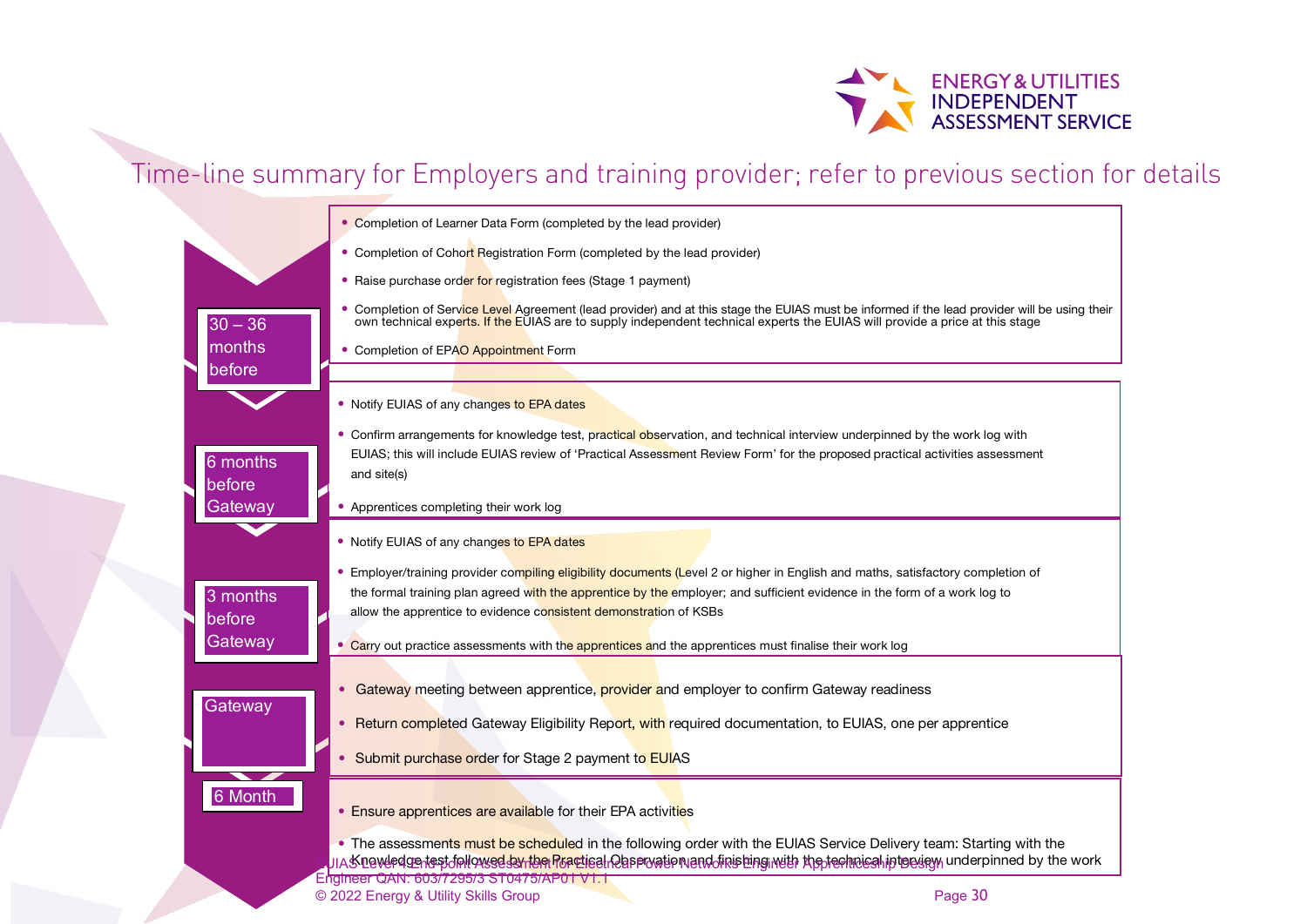# Time-line summary for Employers and training provider; refer to previous section for details

**30 – 36 months before**

- Completion of Learner Data Form (completed by the lead provider)
- Completion of Cohort Registration Form (completed by the lead provider)
- Raise purchase order for registration fees (Stage 1 payment)
- Completion of Service Level Agreement (lead provider) and at this stage the EUIAS must be informed if the lead provider will be using their own technical experts. If the EUIAS are to supply independent technical experts the EUIAS will provide a price at this stage
- Completion of EPAO Appointment Form

**6 months before Gateway**

- Notify EUIAS of any changes to EPA dates
- Confirm arrangements for knowledge test, practical observation, and technical interview underpinned by the work log with EUIAS; this will include EUIAS review of 'Practical Assessment Review Form' for the proposed practical activities assessment and site(s)
- Apprentices completing their work log

**3 months before Gateway**

- Notify EUIAS of any changes to EPA dates
- Employer/training provider compiling eligibility documents (Level 2 or higher in English and maths, satisfactory completion of the formal training plan agreed with the apprentice by the employer; and sufficient evidence in the form of a work log to allow the apprentice to evidence consistent demonstration of KSBs
- Carry out practice assessments with the apprentices and the apprentices must finalise their work log

**Gateway**

- Gateway meeting between apprentice, provider and employer to confirm Gateway readiness
- Return completed Gateway Eligibility Report, with required documentation, to EUIAS, one per apprentice
- Submit purchase order for Stage 2 payment to EUIAS

**6 Month**

- Ensure apprentices are available for their EPA activities
- The assessments must be scheduled in the following order with the EUIAS Service Delivery team: Starting with the Knowledge test followed by the Practical Observation and finishing with the technical interview underpinned by the work